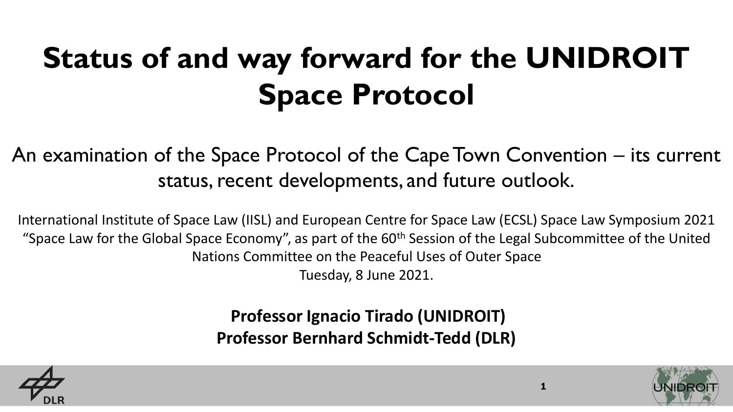# Status of and way forward for the UNIDROIT Space Protocol

An examination of the Space Protocol of the Cape Town Convention – its current status, recent developments, and future outlook.

International Institute of Space Law (IISL) and European Centre for Space Law (ECSL) Space Law Symposium 2021 "Space Law for the Global Space Economy", as part of the 60th Session of the Legal Subcommittee of the United Nations Committee on the Peaceful Uses of Outer Space
Tuesday, 8 June 2021.

**Professor Ignacio Tirado (UNIDROIT)**
**Professor Bernhard Schmidt-Tedd (DLR)**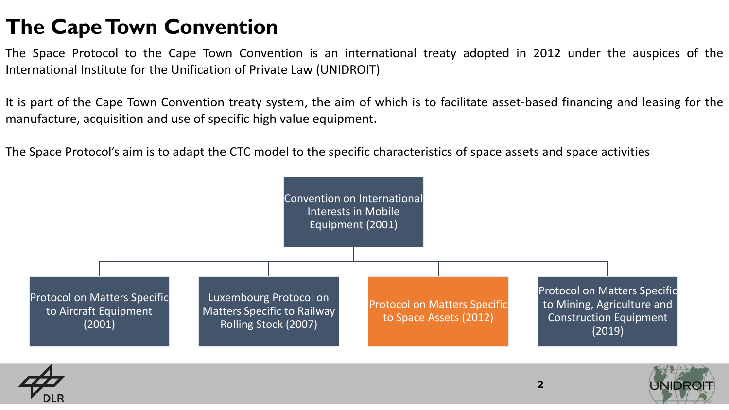# The Cape Town Convention

The Space Protocol to the Cape Town Convention is an international treaty adopted in 2012 under the auspices of the International Institute for the Unification of Private Law (UNIDROIT)

It is part of the Cape Town Convention treaty system, the aim of which is to facilitate asset-based financing and leasing for the manufacture, acquisition and use of specific high value equipment.

The Space Protocol's aim is to adapt the CTC model to the specific characteristics of space assets and space activities

Convention on International Interests in Mobile Equipment (2001)

- Protocol on Matters Specific to Aircraft Equipment (2001)
- Luxembourg Protocol on Matters Specific to Railway Rolling Stock (2007)
- Protocol on Matters Specific to Space Assets (2012)
- Protocol on Matters Specific to Mining, Agriculture and Construction Equipment (2019)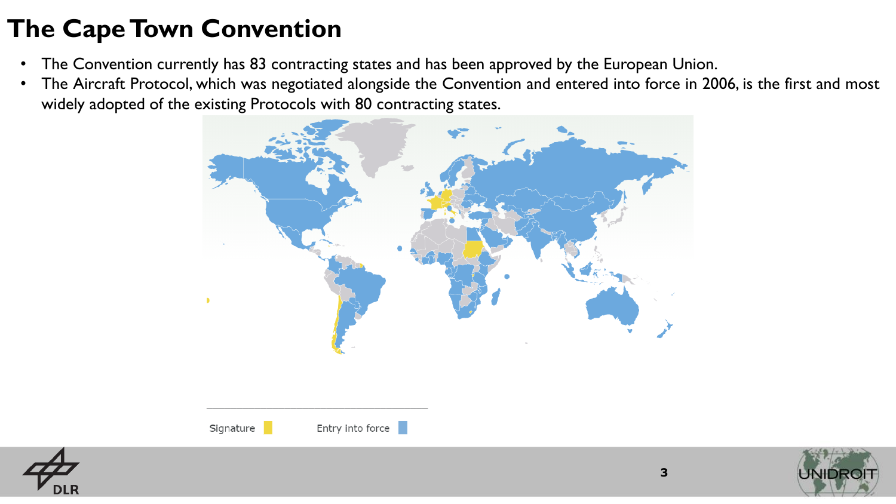# The Cape Town Convention

- The Convention currently has 83 contracting states and has been approved by the European Union.
- The Aircraft Protocol, which was negotiated alongside the Convention and entered into force in 2006, is the first and most widely adopted of the existing Protocols with 80 contracting states.

Signature    Entry into force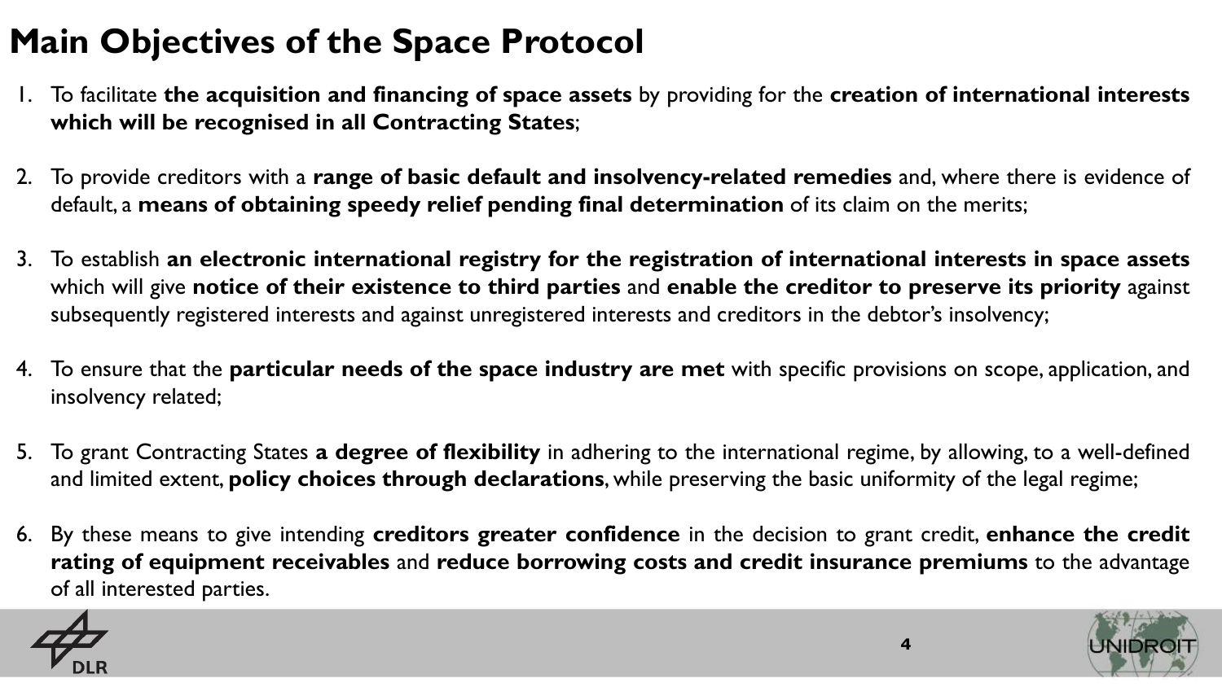# Main Objectives of the Space Protocol

1. To facilitate **the acquisition and financing of space assets** by providing for the **creation of international interests which will be recognised in all Contracting States**;

2. To provide creditors with a **range of basic default and insolvency-related remedies** and, where there is evidence of default, a **means of obtaining speedy relief pending final determination** of its claim on the merits;

3. To establish **an electronic international registry for the registration of international interests in space assets** which will give **notice of their existence to third parties** and **enable the creditor to preserve its priority** against subsequently registered interests and against unregistered interests and creditors in the debtor's insolvency;

4. To ensure that the **particular needs of the space industry are met** with specific provisions on scope, application, and insolvency related;

5. To grant Contracting States **a degree of flexibility** in adhering to the international regime, by allowing, to a well-defined and limited extent, **policy choices through declarations**, while preserving the basic uniformity of the legal regime;

6. By these means to give intending **creditors greater confidence** in the decision to grant credit, **enhance the credit rating of equipment receivables** and **reduce borrowing costs and credit insurance premiums** to the advantage of all interested parties.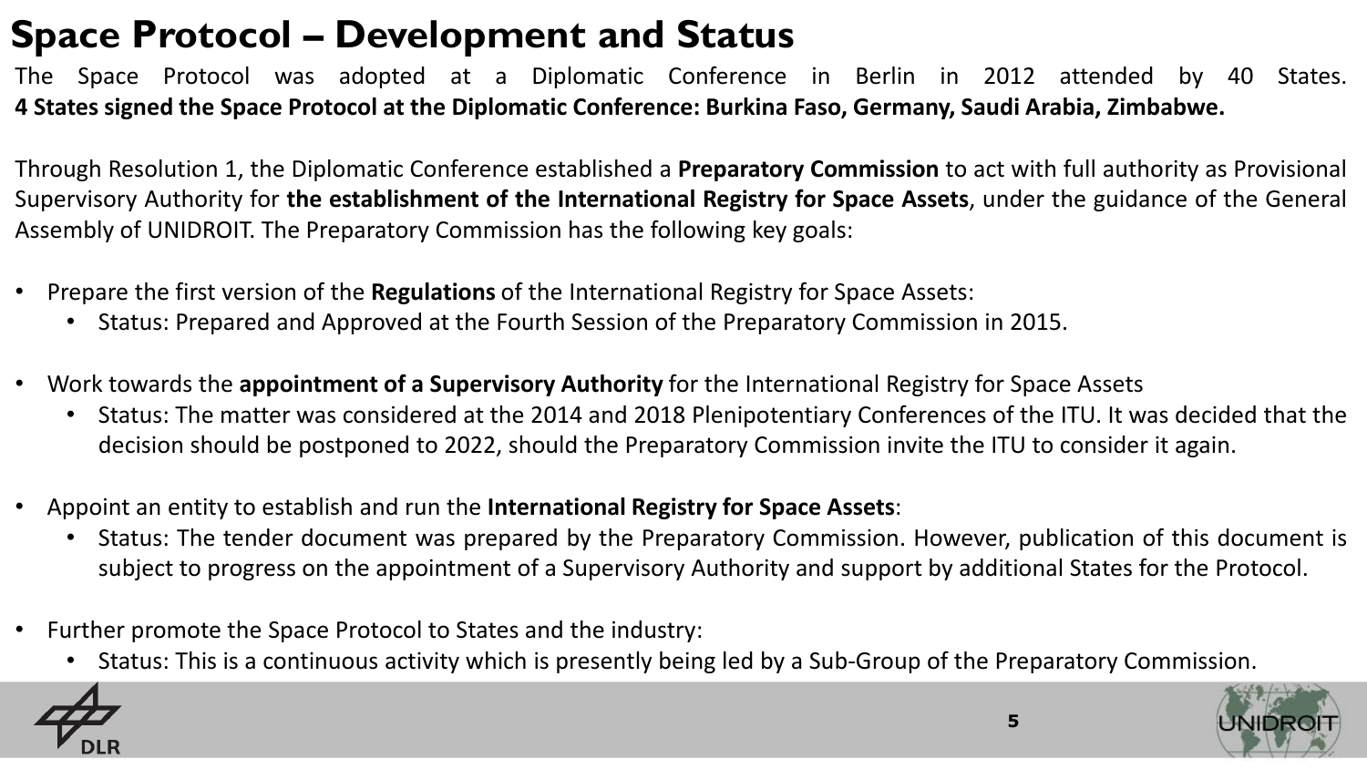# Space Protocol – Development and Status

The Space Protocol was adopted at a Diplomatic Conference in Berlin in 2012 attended by 40 States. **4 States signed the Space Protocol at the Diplomatic Conference: Burkina Faso, Germany, Saudi Arabia, Zimbabwe.**

Through Resolution 1, the Diplomatic Conference established a **Preparatory Commission** to act with full authority as Provisional Supervisory Authority for **the establishment of the International Registry for Space Assets**, under the guidance of the General Assembly of UNIDROIT. The Preparatory Commission has the following key goals:

- Prepare the first version of the **Regulations** of the International Registry for Space Assets:
  - Status: Prepared and Approved at the Fourth Session of the Preparatory Commission in 2015.
- Work towards the **appointment of a Supervisory Authority** for the International Registry for Space Assets
  - Status: The matter was considered at the 2014 and 2018 Plenipotentiary Conferences of the ITU. It was decided that the decision should be postponed to 2022, should the Preparatory Commission invite the ITU to consider it again.
- Appoint an entity to establish and run the **International Registry for Space Assets**:
  - Status: The tender document was prepared by the Preparatory Commission. However, publication of this document is subject to progress on the appointment of a Supervisory Authority and support by additional States for the Protocol.
- Further promote the Space Protocol to States and the industry:
  - Status: This is a continuous activity which is presently being led by a Sub-Group of the Preparatory Commission.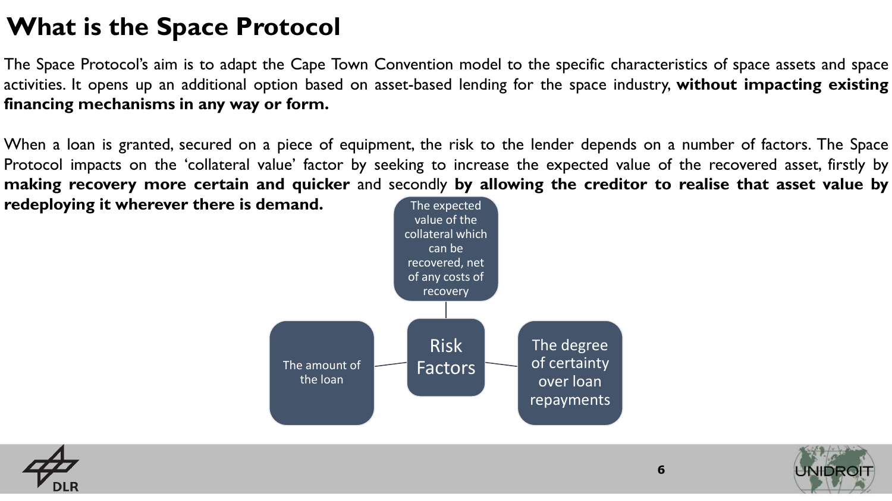# What is the Space Protocol

The Space Protocol's aim is to adapt the Cape Town Convention model to the specific characteristics of space assets and space activities. It opens up an additional option based on asset-based lending for the space industry, **without impacting existing financing mechanisms in any way or form.**

When a loan is granted, secured on a piece of equipment, the risk to the lender depends on a number of factors. The Space Protocol impacts on the 'collateral value' factor by seeking to increase the expected value of the recovered asset, firstly by **making recovery more certain and quicker** and secondly **by allowing the creditor to realise that asset value by redeploying it wherever there is demand.**

**Risk Factors**

- The expected value of the collateral which can be recovered, net of any costs of recovery
- The amount of the loan
- The degree of certainty over loan repayments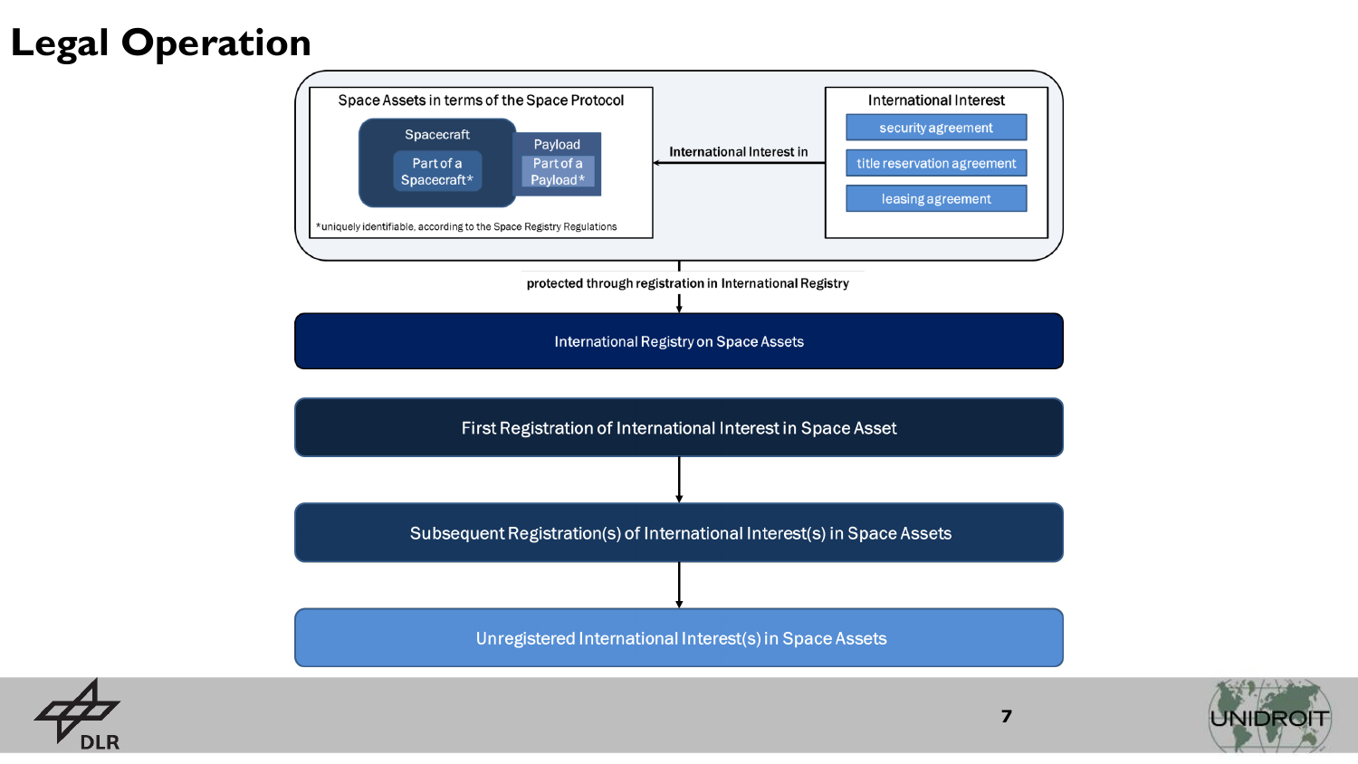# Legal Operation

**Space Assets in terms of the Space Protocol**

- Spacecraft
  - Part of a Spacecraft*
- Payload
  - Part of a Payload*

*uniquely identifiable, according to the Space Registry Regulations

**International Interest in** ←

**International Interest**

- security agreement
- title reservation agreement
- leasing agreement

**protected through registration in International Registry**

↓

International Registry on Space Assets

First Registration of International Interest in Space Asset

↓

Subsequent Registration(s) of International Interest(s) in Space Assets

↓

Unregistered International Interest(s) in Space Assets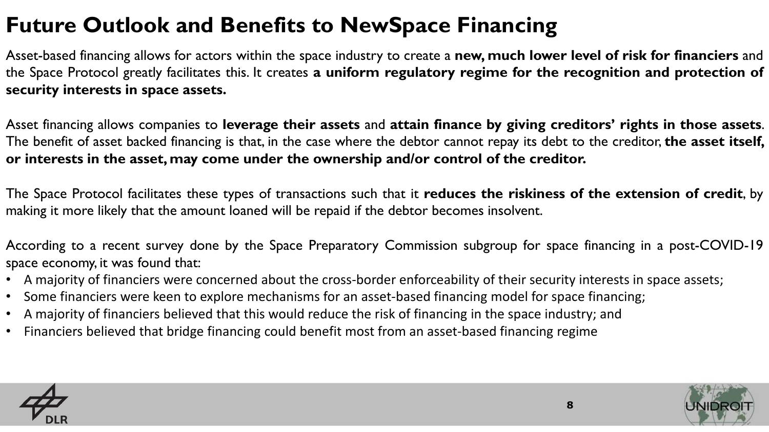# Future Outlook and Benefits to NewSpace Financing

Asset-based financing allows for actors within the space industry to create a **new, much lower level of risk for financiers** and the Space Protocol greatly facilitates this. It creates **a uniform regulatory regime for the recognition and protection of security interests in space assets.**

Asset financing allows companies to **leverage their assets** and **attain finance by giving creditors' rights in those assets**. The benefit of asset backed financing is that, in the case where the debtor cannot repay its debt to the creditor, **the asset itself, or interests in the asset, may come under the ownership and/or control of the creditor.**

The Space Protocol facilitates these types of transactions such that it **reduces the riskiness of the extension of credit**, by making it more likely that the amount loaned will be repaid if the debtor becomes insolvent.

According to a recent survey done by the Space Preparatory Commission subgroup for space financing in a post-COVID-19 space economy, it was found that:

- A majority of financiers were concerned about the cross-border enforceability of their security interests in space assets;
- Some financiers were keen to explore mechanisms for an asset-based financing model for space financing;
- A majority of financiers believed that this would reduce the risk of financing in the space industry; and
- Financiers believed that bridge financing could benefit most from an asset-based financing regime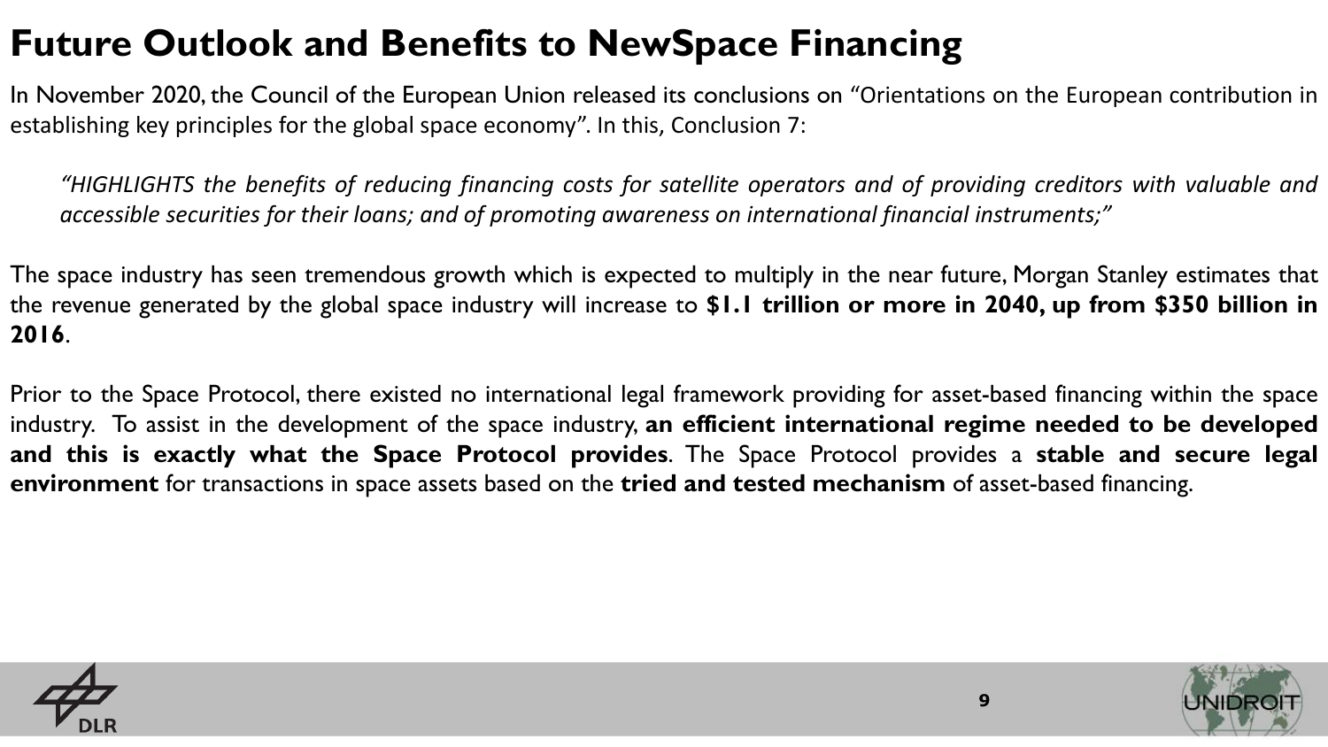# Future Outlook and Benefits to NewSpace Financing

In November 2020, the Council of the European Union released its conclusions on "Orientations on the European contribution in establishing key principles for the global space economy". In this, Conclusion 7:

> *"HIGHLIGHTS the benefits of reducing financing costs for satellite operators and of providing creditors with valuable and accessible securities for their loans; and of promoting awareness on international financial instruments;"*

The space industry has seen tremendous growth which is expected to multiply in the near future, Morgan Stanley estimates that the revenue generated by the global space industry will increase to **$1.1 trillion or more in 2040, up from $350 billion in 2016**.

Prior to the Space Protocol, there existed no international legal framework providing for asset-based financing within the space industry. To assist in the development of the space industry, **an efficient international regime needed to be developed and this is exactly what the Space Protocol provides**. The Space Protocol provides a **stable and secure legal environment** for transactions in space assets based on the **tried and tested mechanism** of asset-based financing.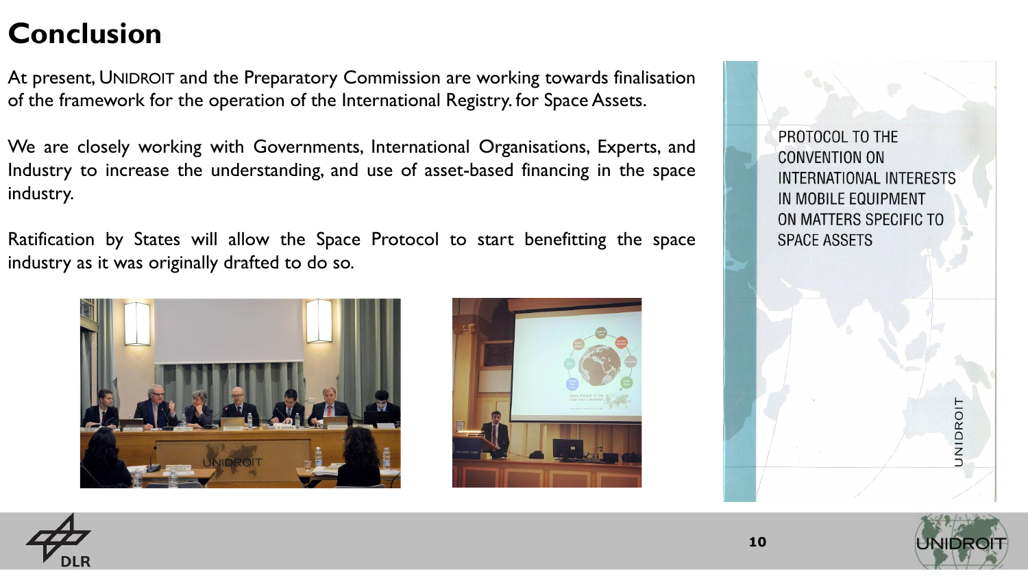# Conclusion

At present, UNIDROIT and the Preparatory Commission are working towards finalisation of the framework for the operation of the International Registry. for Space Assets.

We are closely working with Governments, International Organisations, Experts, and Industry to increase the understanding, and use of asset-based financing in the space industry.

Ratification by States will allow the Space Protocol to start benefitting the space industry as it was originally drafted to do so.

PROTOCOL TO THE CONVENTION ON INTERNATIONAL INTERESTS IN MOBILE EQUIPMENT ON MATTERS SPECIFIC TO SPACE ASSETS

UNIDROIT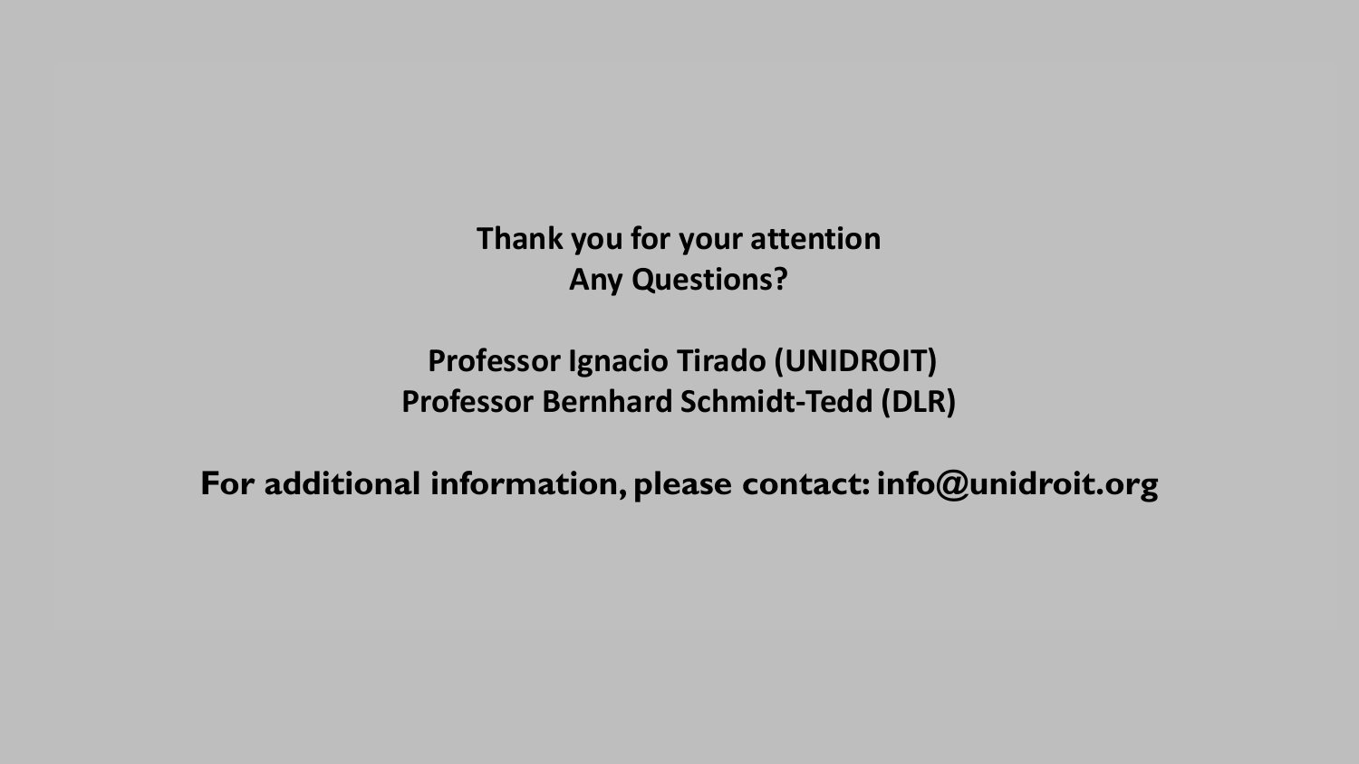**Thank you for your attention**
**Any Questions?**

**Professor Ignacio Tirado (UNIDROIT)**
**Professor Bernhard Schmidt-Tedd (DLR)**

**For additional information, please contact: info@unidroit.org**